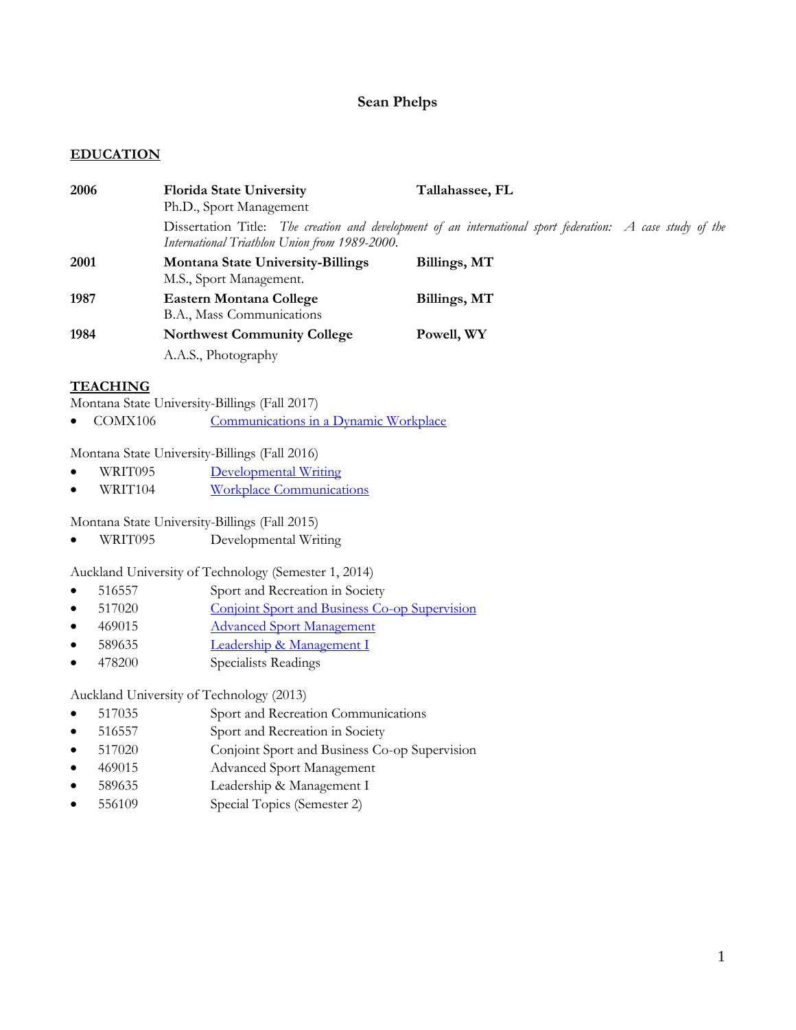# Sean Phelps

## EDUCATION

**2006** **Florida State University** **Tallahassee, FL**
Ph.D., Sport Management
Dissertation Title: *The creation and development of an international sport federation: A case study of the International Triathlon Union from 1989-2000.*

**2001** **Montana State University-Billings** **Billings, MT**
M.S., Sport Management.

**1987** **Eastern Montana College** **Billings, MT**
B.A., Mass Communications

**1984** **Northwest Community College** **Powell, WY**
A.A.S., Photography

## TEACHING

Montana State University-Billings (Fall 2017)
- COMX106 Communications in a Dynamic Workplace

Montana State University-Billings (Fall 2016)
- WRIT095 Developmental Writing
- WRIT104 Workplace Communications

Montana State University-Billings (Fall 2015)
- WRIT095 Developmental Writing

Auckland University of Technology (Semester 1, 2014)
- 516557 Sport and Recreation in Society
- 517020 Conjoint Sport and Business Co-op Supervision
- 469015 Advanced Sport Management
- 589635 Leadership & Management I
- 478200 Specialists Readings

Auckland University of Technology (2013)
- 517035 Sport and Recreation Communications
- 516557 Sport and Recreation in Society
- 517020 Conjoint Sport and Business Co-op Supervision
- 469015 Advanced Sport Management
- 589635 Leadership & Management I
- 556109 Special Topics (Semester 2)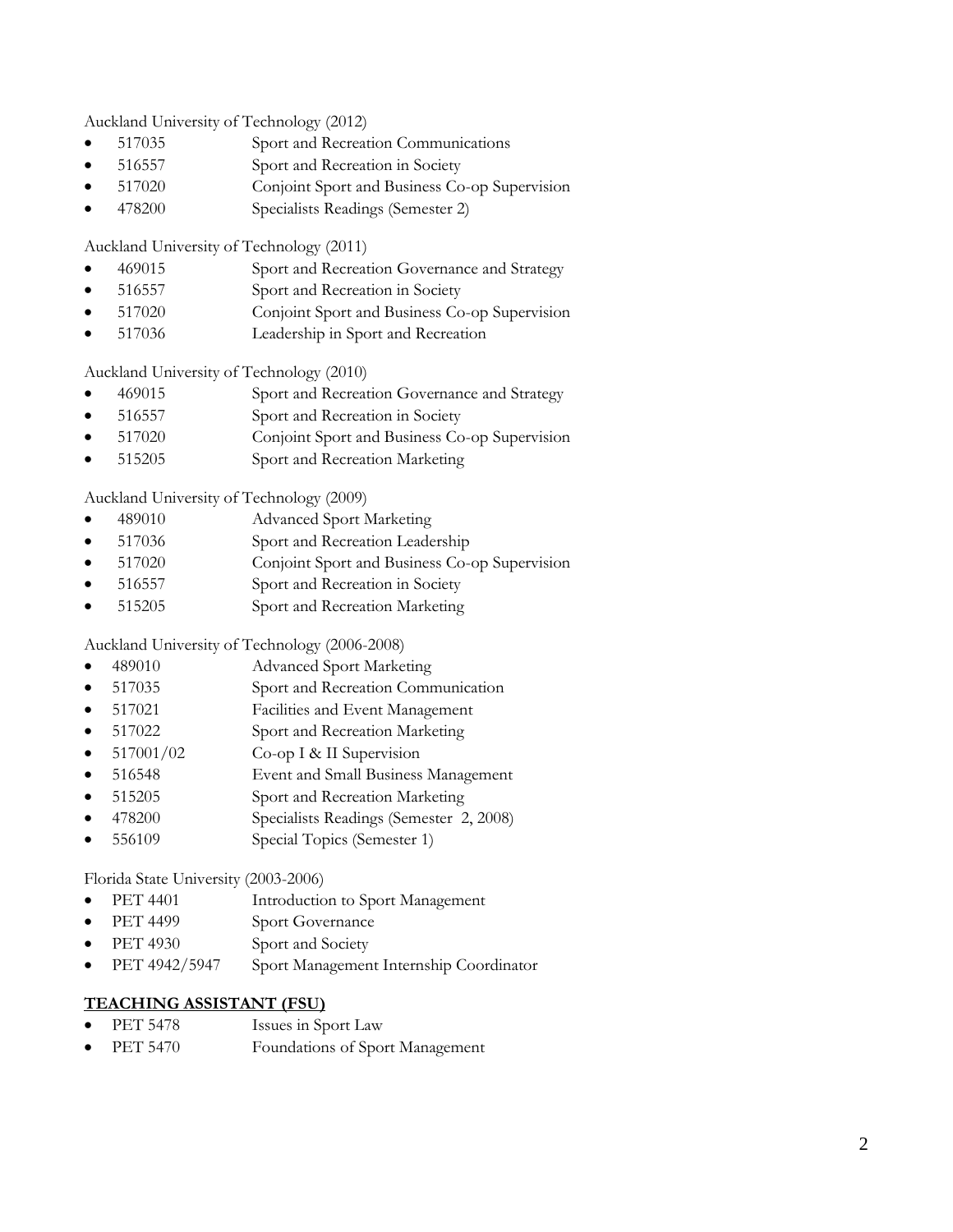Auckland University of Technology (2012)

- 517035 Sport and Recreation Communications
- 516557 Sport and Recreation in Society
- 517020 Conjoint Sport and Business Co-op Supervision
- 478200 Specialists Readings (Semester 2)

Auckland University of Technology (2011)

- 469015 Sport and Recreation Governance and Strategy
- 516557 Sport and Recreation in Society
- 517020 Conjoint Sport and Business Co-op Supervision
- 517036 Leadership in Sport and Recreation

Auckland University of Technology (2010)

- 469015 Sport and Recreation Governance and Strategy
- 516557 Sport and Recreation in Society
- 517020 Conjoint Sport and Business Co-op Supervision
- 515205 Sport and Recreation Marketing

Auckland University of Technology (2009)

- 489010 Advanced Sport Marketing
- 517036 Sport and Recreation Leadership
- 517020 Conjoint Sport and Business Co-op Supervision
- 516557 Sport and Recreation in Society
- 515205 Sport and Recreation Marketing

Auckland University of Technology (2006-2008)

- 489010 Advanced Sport Marketing
- 517035 Sport and Recreation Communication
- 517021 Facilities and Event Management
- 517022 Sport and Recreation Marketing
- 517001/02 Co-op I & II Supervision
- 516548 Event and Small Business Management
- 515205 Sport and Recreation Marketing
- 478200 Specialists Readings (Semester 2, 2008)
- 556109 Special Topics (Semester 1)

Florida State University (2003-2006)

- PET 4401 Introduction to Sport Management
- PET 4499 Sport Governance
- PET 4930 Sport and Society
- PET 4942/5947 Sport Management Internship Coordinator

## TEACHING ASSISTANT (FSU)

- PET 5478 Issues in Sport Law
- PET 5470 Foundations of Sport Management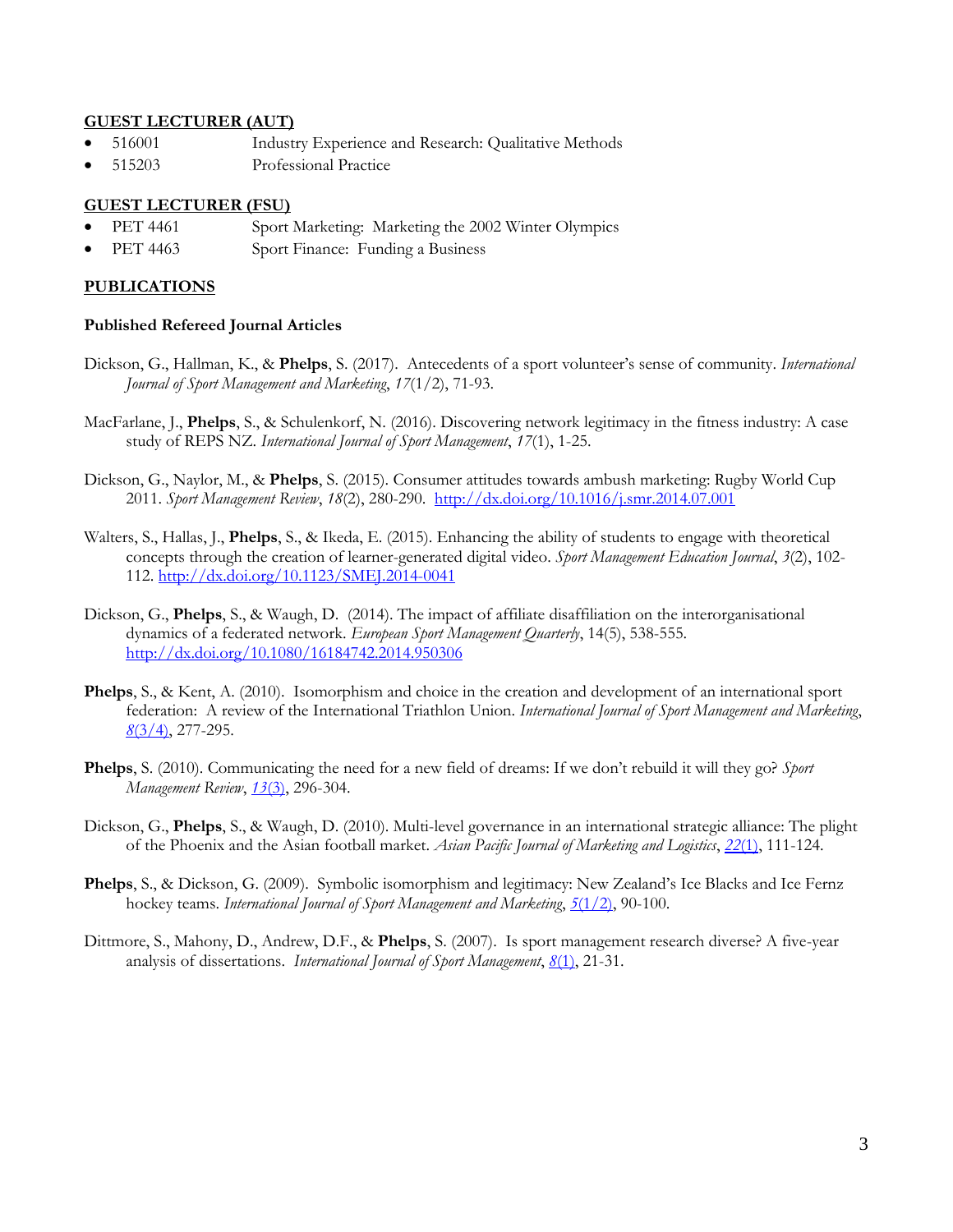## GUEST LECTURER (AUT)

- 516001 Industry Experience and Research: Qualitative Methods
- 515203 Professional Practice

## GUEST LECTURER (FSU)

- PET 4461 Sport Marketing: Marketing the 2002 Winter Olympics
- PET 4463 Sport Finance: Funding a Business

## PUBLICATIONS

### Published Refereed Journal Articles

Dickson, G., Hallman, K., & **Phelps**, S. (2017). Antecedents of a sport volunteer's sense of community. *International Journal of Sport Management and Marketing*, *17*(1/2), 71-93.

MacFarlane, J., **Phelps**, S., & Schulenkorf, N. (2016). Discovering network legitimacy in the fitness industry: A case study of REPS NZ. *International Journal of Sport Management*, *17*(1), 1-25.

Dickson, G., Naylor, M., & **Phelps**, S. (2015). Consumer attitudes towards ambush marketing: Rugby World Cup 2011. *Sport Management Review*, *18*(2), 280-290. http://dx.doi.org/10.1016/j.smr.2014.07.001

Walters, S., Hallas, J., **Phelps**, S., & Ikeda, E. (2015). Enhancing the ability of students to engage with theoretical concepts through the creation of learner-generated digital video. *Sport Management Education Journal*, *3*(2), 102-112. http://dx.doi.org/10.1123/SMEJ.2014-0041

Dickson, G., **Phelps**, S., & Waugh, D. (2014). The impact of affiliate disaffiliation on the interorganisational dynamics of a federated network. *European Sport Management Quarterly*, 14(5), 538-555. http://dx.doi.org/10.1080/16184742.2014.950306

**Phelps**, S., & Kent, A. (2010). Isomorphism and choice in the creation and development of an international sport federation: A review of the International Triathlon Union. *International Journal of Sport Management and Marketing*, *8*(3/4), 277-295.

**Phelps**, S. (2010). Communicating the need for a new field of dreams: If we don't rebuild it will they go? *Sport Management Review*, *13*(3), 296-304.

Dickson, G., **Phelps**, S., & Waugh, D. (2010). Multi-level governance in an international strategic alliance: The plight of the Phoenix and the Asian football market. *Asian Pacific Journal of Marketing and Logistics*, *22*(1), 111-124.

**Phelps**, S., & Dickson, G. (2009). Symbolic isomorphism and legitimacy: New Zealand's Ice Blacks and Ice Fernz hockey teams. *International Journal of Sport Management and Marketing*, *5*(1/2), 90-100.

Dittmore, S., Mahony, D., Andrew, D.F., & **Phelps**, S. (2007). Is sport management research diverse? A five-year analysis of dissertations. *International Journal of Sport Management*, *8*(1), 21-31.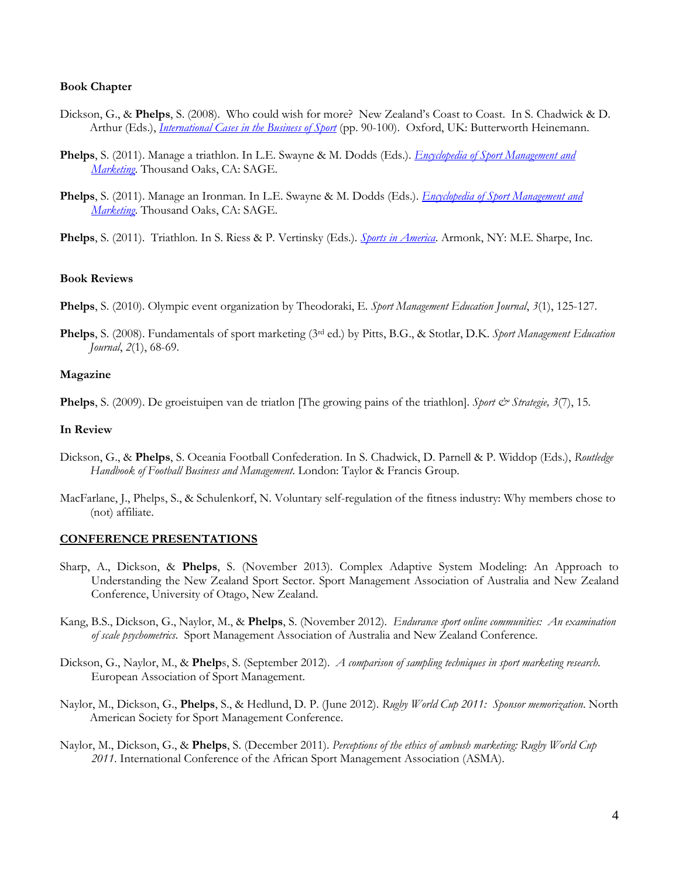**Book Chapter**

Dickson, G., & **Phelps**, S. (2008). Who could wish for more? New Zealand's Coast to Coast. In S. Chadwick & D. Arthur (Eds.), *International Cases in the Business of Sport* (pp. 90-100). Oxford, UK: Butterworth Heinemann.

**Phelps**, S. (2011). Manage a triathlon. In L.E. Swayne & M. Dodds (Eds.). *Encyclopedia of Sport Management and Marketing*. Thousand Oaks, CA: SAGE.

**Phelps**, S. (2011). Manage an Ironman. In L.E. Swayne & M. Dodds (Eds.). *Encyclopedia of Sport Management and Marketing*. Thousand Oaks, CA: SAGE.

**Phelps**, S. (2011). Triathlon. In S. Riess & P. Vertinsky (Eds.). *Sports in America*. Armonk, NY: M.E. Sharpe, Inc.

**Book Reviews**

**Phelps**, S. (2010). Olympic event organization by Theodoraki, E. *Sport Management Education Journal*, *3*(1), 125-127.

**Phelps**, S. (2008). Fundamentals of sport marketing (3rd ed.) by Pitts, B.G., & Stotlar, D.K. *Sport Management Education Journal*, *2*(1), 68-69.

**Magazine**

**Phelps**, S. (2009). De groeistuipen van de triatlon [The growing pains of the triathlon]. *Sport & Strategie, 3*(7), 15.

**In Review**

Dickson, G., & **Phelps**, S. Oceania Football Confederation. In S. Chadwick, D. Parnell & P. Widdop (Eds.), *Routledge Handbook of Football Business and Management*. London: Taylor & Francis Group.

MacFarlane, J., Phelps, S., & Schulenkorf, N. Voluntary self-regulation of the fitness industry: Why members chose to (not) affiliate.

**CONFERENCE PRESENTATIONS**

Sharp, A., Dickson, & **Phelps**, S. (November 2013). Complex Adaptive System Modeling: An Approach to Understanding the New Zealand Sport Sector. Sport Management Association of Australia and New Zealand Conference, University of Otago, New Zealand.

Kang, B.S., Dickson, G., Naylor, M., & **Phelps**, S. (November 2012). *Endurance sport online communities: An examination of scale psychometrics*. Sport Management Association of Australia and New Zealand Conference.

Dickson, G., Naylor, M., & **Phelp**s, S. (September 2012). *A comparison of sampling techniques in sport marketing research*. European Association of Sport Management.

Naylor, M., Dickson, G., **Phelps**, S., & Hedlund, D. P. (June 2012). *Rugby World Cup 2011: Sponsor memorization*. North American Society for Sport Management Conference.

Naylor, M., Dickson, G., & **Phelps**, S. (December 2011). *Perceptions of the ethics of ambush marketing: Rugby World Cup 2011*. International Conference of the African Sport Management Association (ASMA).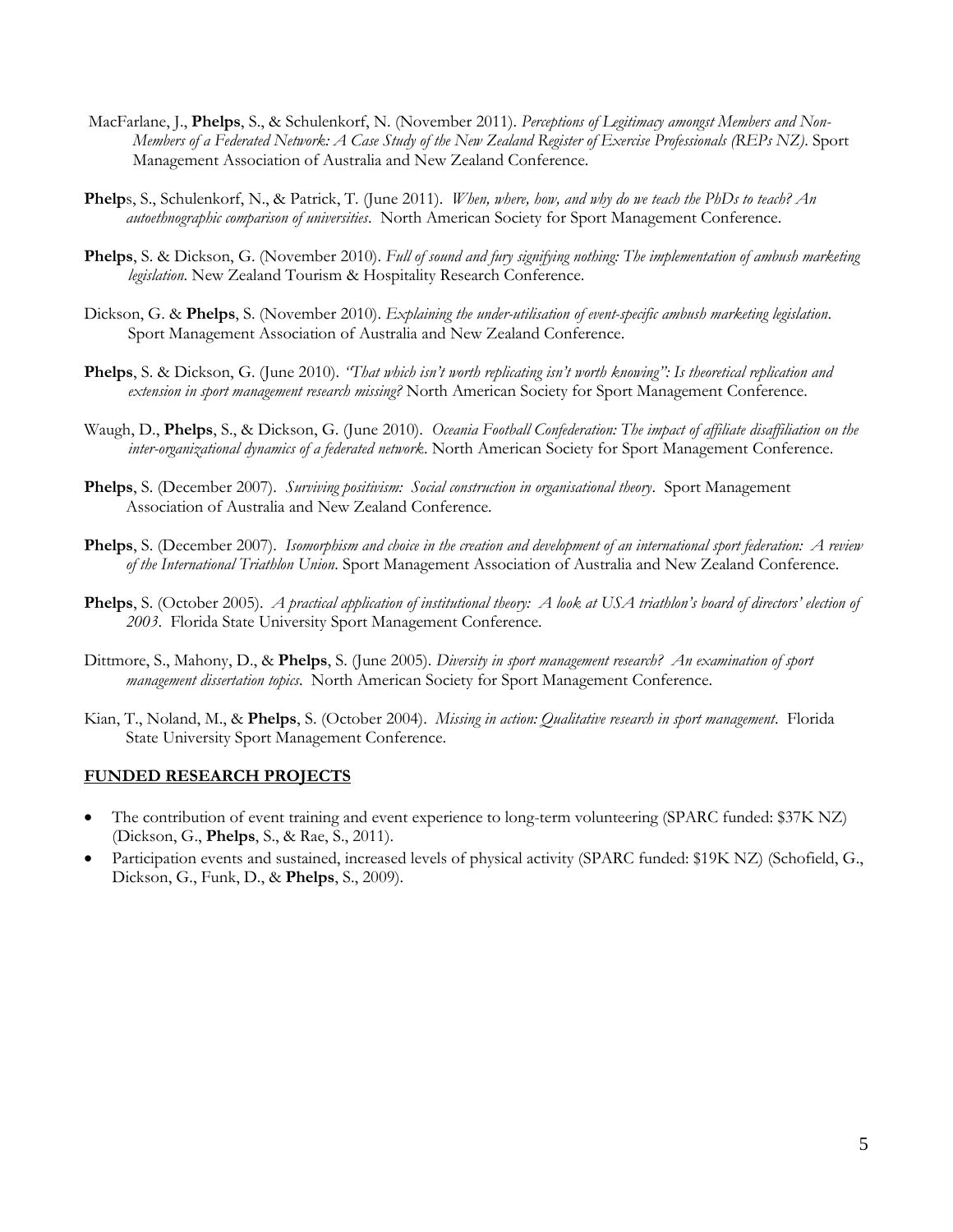MacFarlane, J., **Phelps**, S., & Schulenkorf, N. (November 2011). *Perceptions of Legitimacy amongst Members and Non-Members of a Federated Network: A Case Study of the New Zealand Register of Exercise Professionals (REPs NZ)*. Sport Management Association of Australia and New Zealand Conference.

**Phelp**s, S., Schulenkorf, N., & Patrick, T. (June 2011). *When, where, how, and why do we teach the PhDs to teach? An autoethnographic comparison of universities*. North American Society for Sport Management Conference.

**Phelps**, S. & Dickson, G. (November 2010). *Full of sound and fury signifying nothing: The implementation of ambush marketing legislation.* New Zealand Tourism & Hospitality Research Conference.

Dickson, G. & **Phelps**, S. (November 2010). *Explaining the under-utilisation of event-specific ambush marketing legislation*. Sport Management Association of Australia and New Zealand Conference.

**Phelps**, S. & Dickson, G. (June 2010). *"That which isn't worth replicating isn't worth knowing": Is theoretical replication and extension in sport management research missing?* North American Society for Sport Management Conference.

Waugh, D., **Phelps**, S., & Dickson, G. (June 2010). *Oceania Football Confederation: The impact of affiliate disaffiliation on the inter-organizational dynamics of a federated network*. North American Society for Sport Management Conference.

**Phelps**, S. (December 2007). *Surviving positivism: Social construction in organisational theory*. Sport Management Association of Australia and New Zealand Conference.

**Phelps**, S. (December 2007). *Isomorphism and choice in the creation and development of an international sport federation: A review of the International Triathlon Union*. Sport Management Association of Australia and New Zealand Conference.

**Phelps**, S. (October 2005). *A practical application of institutional theory: A look at USA triathlon's board of directors' election of 2003*. Florida State University Sport Management Conference.

Dittmore, S., Mahony, D., & **Phelps**, S. (June 2005). *Diversity in sport management research? An examination of sport management dissertation topics*. North American Society for Sport Management Conference.

Kian, T., Noland, M., & **Phelps**, S. (October 2004). *Missing in action: Qualitative research in sport management*. Florida State University Sport Management Conference.

## FUNDED RESEARCH PROJECTS

- The contribution of event training and event experience to long-term volunteering (SPARC funded: $37K NZ) (Dickson, G., **Phelps**, S., & Rae, S., 2011).
- Participation events and sustained, increased levels of physical activity (SPARC funded: $19K NZ) (Schofield, G., Dickson, G., Funk, D., & **Phelps**, S., 2009).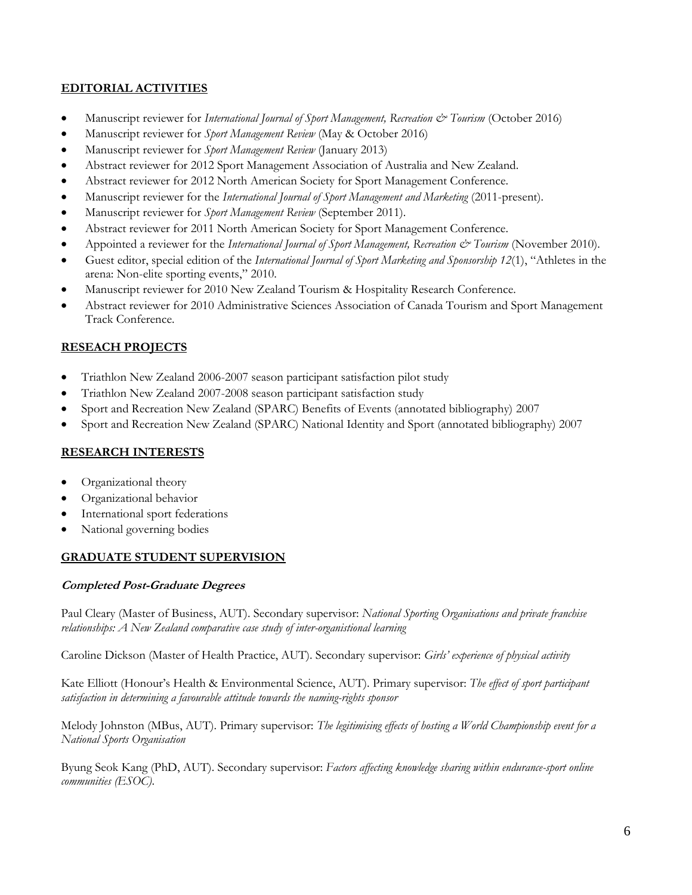## EDITORIAL ACTIVITIES

- Manuscript reviewer for *International Journal of Sport Management, Recreation & Tourism* (October 2016)
- Manuscript reviewer for *Sport Management Review* (May & October 2016)
- Manuscript reviewer for *Sport Management Review* (January 2013)
- Abstract reviewer for 2012 Sport Management Association of Australia and New Zealand.
- Abstract reviewer for 2012 North American Society for Sport Management Conference.
- Manuscript reviewer for the *International Journal of Sport Management and Marketing* (2011-present).
- Manuscript reviewer for *Sport Management Review* (September 2011).
- Abstract reviewer for 2011 North American Society for Sport Management Conference.
- Appointed a reviewer for the *International Journal of Sport Management, Recreation & Tourism* (November 2010).
- Guest editor, special edition of the *International Journal of Sport Marketing and Sponsorship 12*(1), "Athletes in the arena: Non-elite sporting events," 2010.
- Manuscript reviewer for 2010 New Zealand Tourism & Hospitality Research Conference.
- Abstract reviewer for 2010 Administrative Sciences Association of Canada Tourism and Sport Management Track Conference.

## RESEACH PROJECTS

- Triathlon New Zealand 2006-2007 season participant satisfaction pilot study
- Triathlon New Zealand 2007-2008 season participant satisfaction study
- Sport and Recreation New Zealand (SPARC) Benefits of Events (annotated bibliography) 2007
- Sport and Recreation New Zealand (SPARC) National Identity and Sport (annotated bibliography) 2007

## RESEARCH INTERESTS

- Organizational theory
- Organizational behavior
- International sport federations
- National governing bodies

## GRADUATE STUDENT SUPERVISION

### Completed Post-Graduate Degrees

Paul Cleary (Master of Business, AUT). Secondary supervisor: *National Sporting Organisations and private franchise relationships: A New Zealand comparative case study of inter-organistional learning*

Caroline Dickson (Master of Health Practice, AUT). Secondary supervisor: *Girls' experience of physical activity*

Kate Elliott (Honour's Health & Environmental Science, AUT). Primary supervisor: *The effect of sport participant satisfaction in determining a favourable attitude towards the naming-rights sponsor*

Melody Johnston (MBus, AUT). Primary supervisor: *The legitimising effects of hosting a World Championship event for a National Sports Organisation*

Byung Seok Kang (PhD, AUT). Secondary supervisor: *Factors affecting knowledge sharing within endurance-sport online communities (ESOC).*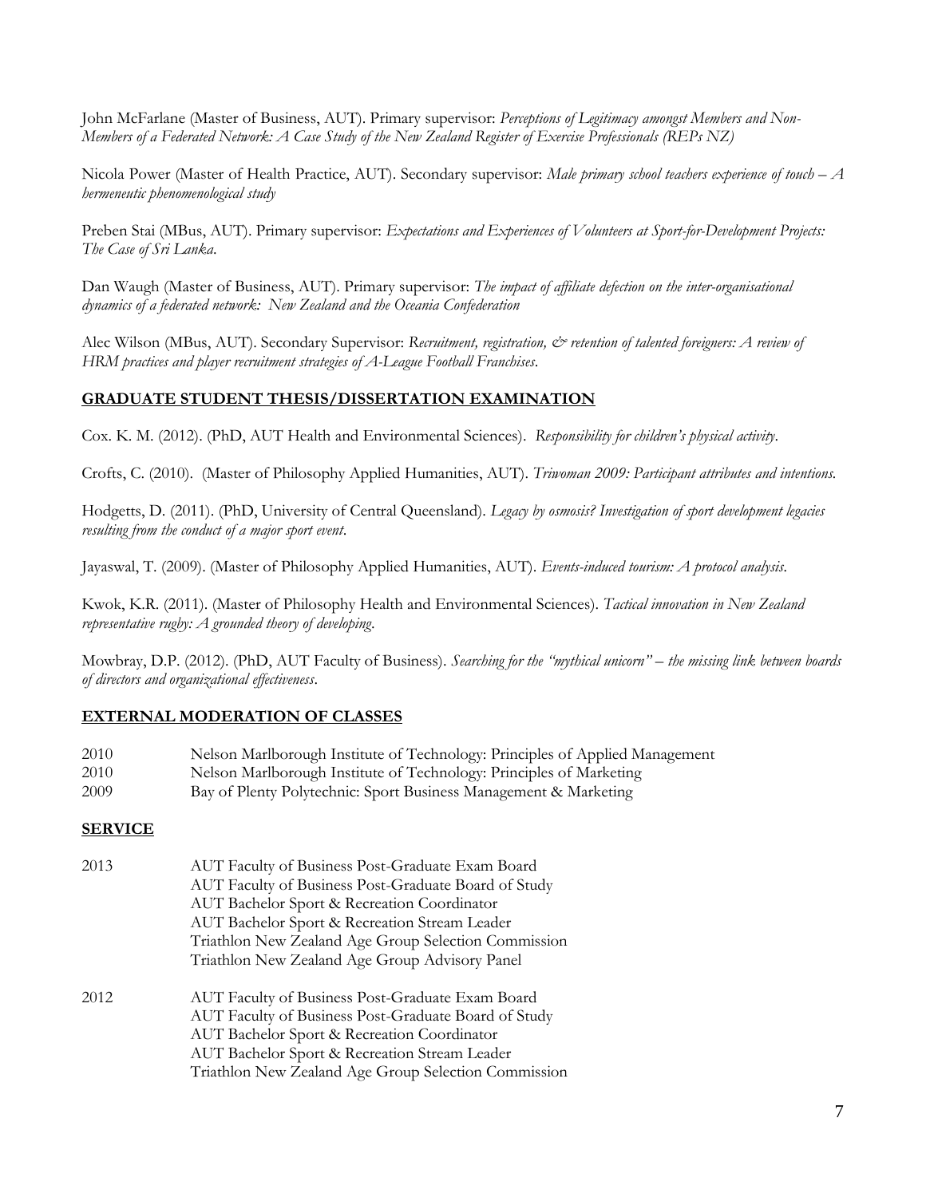John McFarlane (Master of Business, AUT). Primary supervisor: *Perceptions of Legitimacy amongst Members and Non-Members of a Federated Network: A Case Study of the New Zealand Register of Exercise Professionals (REPs NZ)*

Nicola Power (Master of Health Practice, AUT). Secondary supervisor: *Male primary school teachers experience of touch – A hermeneutic phenomenological study*

Preben Stai (MBus, AUT). Primary supervisor: *Expectations and Experiences of Volunteers at Sport-for-Development Projects: The Case of Sri Lanka.*

Dan Waugh (Master of Business, AUT). Primary supervisor: *The impact of affiliate defection on the inter-organisational dynamics of a federated network: New Zealand and the Oceania Confederation*

Alec Wilson (MBus, AUT). Secondary Supervisor: *Recruitment, registration, & retention of talented foreigners: A review of HRM practices and player recruitment strategies of A-League Football Franchises.*

## GRADUATE STUDENT THESIS/DISSERTATION EXAMINATION

Cox. K. M. (2012). (PhD, AUT Health and Environmental Sciences). *Responsibility for children's physical activity*.

Crofts, C. (2010). (Master of Philosophy Applied Humanities, AUT). *Triwoman 2009: Participant attributes and intentions.*

Hodgetts, D. (2011). (PhD, University of Central Queensland). *Legacy by osmosis? Investigation of sport development legacies resulting from the conduct of a major sport event*.

Jayaswal, T. (2009). (Master of Philosophy Applied Humanities, AUT). *Events-induced tourism: A protocol analysis*.

Kwok, K.R. (2011). (Master of Philosophy Health and Environmental Sciences). *Tactical innovation in New Zealand representative rugby: A grounded theory of developing*.

Mowbray, D.P. (2012). (PhD, AUT Faculty of Business). *Searching for the "mythical unicorn" – the missing link between boards of directors and organizational effectiveness*.

## EXTERNAL MODERATION OF CLASSES

2010 Nelson Marlborough Institute of Technology: Principles of Applied Management
2010 Nelson Marlborough Institute of Technology: Principles of Marketing
2009 Bay of Plenty Polytechnic: Sport Business Management & Marketing

## SERVICE

2013
- AUT Faculty of Business Post-Graduate Exam Board
- AUT Faculty of Business Post-Graduate Board of Study
- AUT Bachelor Sport & Recreation Coordinator
- AUT Bachelor Sport & Recreation Stream Leader
- Triathlon New Zealand Age Group Selection Commission
- Triathlon New Zealand Age Group Advisory Panel

2012
- AUT Faculty of Business Post-Graduate Exam Board
- AUT Faculty of Business Post-Graduate Board of Study
- AUT Bachelor Sport & Recreation Coordinator
- AUT Bachelor Sport & Recreation Stream Leader
- Triathlon New Zealand Age Group Selection Commission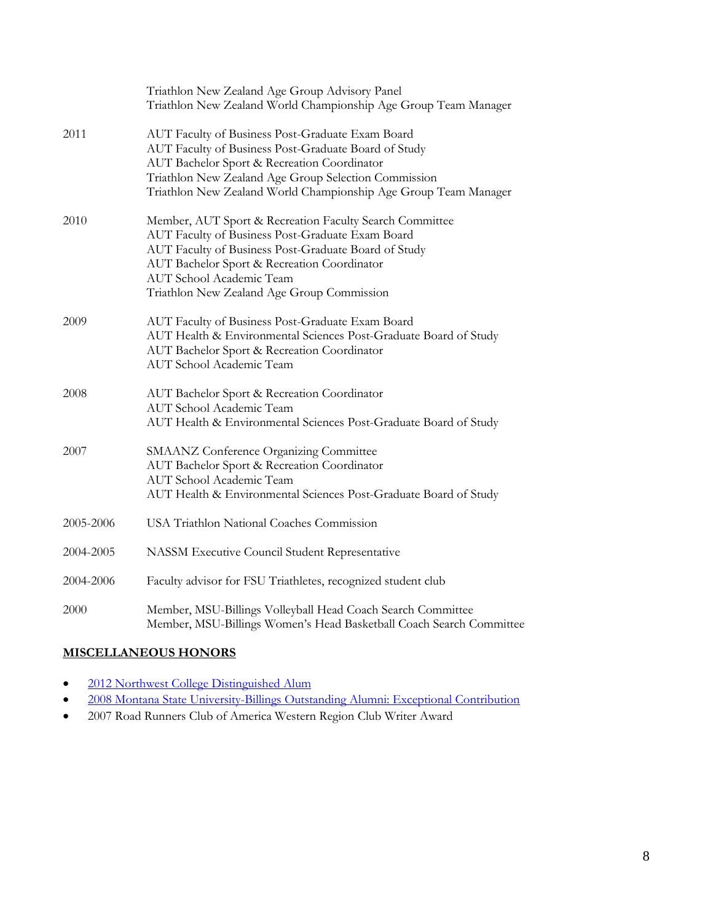| | |
|---|---|
| | Triathlon New Zealand Age Group Advisory Panel<br>Triathlon New Zealand World Championship Age Group Team Manager |
| 2011 | AUT Faculty of Business Post-Graduate Exam Board<br>AUT Faculty of Business Post-Graduate Board of Study<br>AUT Bachelor Sport & Recreation Coordinator<br>Triathlon New Zealand Age Group Selection Commission<br>Triathlon New Zealand World Championship Age Group Team Manager |
| 2010 | Member, AUT Sport & Recreation Faculty Search Committee<br>AUT Faculty of Business Post-Graduate Exam Board<br>AUT Faculty of Business Post-Graduate Board of Study<br>AUT Bachelor Sport & Recreation Coordinator<br>AUT School Academic Team<br>Triathlon New Zealand Age Group Commission |
| 2009 | AUT Faculty of Business Post-Graduate Exam Board<br>AUT Health & Environmental Sciences Post-Graduate Board of Study<br>AUT Bachelor Sport & Recreation Coordinator<br>AUT School Academic Team |
| 2008 | AUT Bachelor Sport & Recreation Coordinator<br>AUT School Academic Team<br>AUT Health & Environmental Sciences Post-Graduate Board of Study |
| 2007 | SMAANZ Conference Organizing Committee<br>AUT Bachelor Sport & Recreation Coordinator<br>AUT School Academic Team<br>AUT Health & Environmental Sciences Post-Graduate Board of Study |
| 2005-2006 | USA Triathlon National Coaches Commission |
| 2004-2005 | NASSM Executive Council Student Representative |
| 2004-2006 | Faculty advisor for FSU Triathletes, recognized student club |
| 2000 | Member, MSU-Billings Volleyball Head Coach Search Committee<br>Member, MSU-Billings Women's Head Basketball Coach Search Committee |

## MISCELLANEOUS HONORS

- 2012 Northwest College Distinguished Alum
- 2008 Montana State University-Billings Outstanding Alumni: Exceptional Contribution
- 2007 Road Runners Club of America Western Region Club Writer Award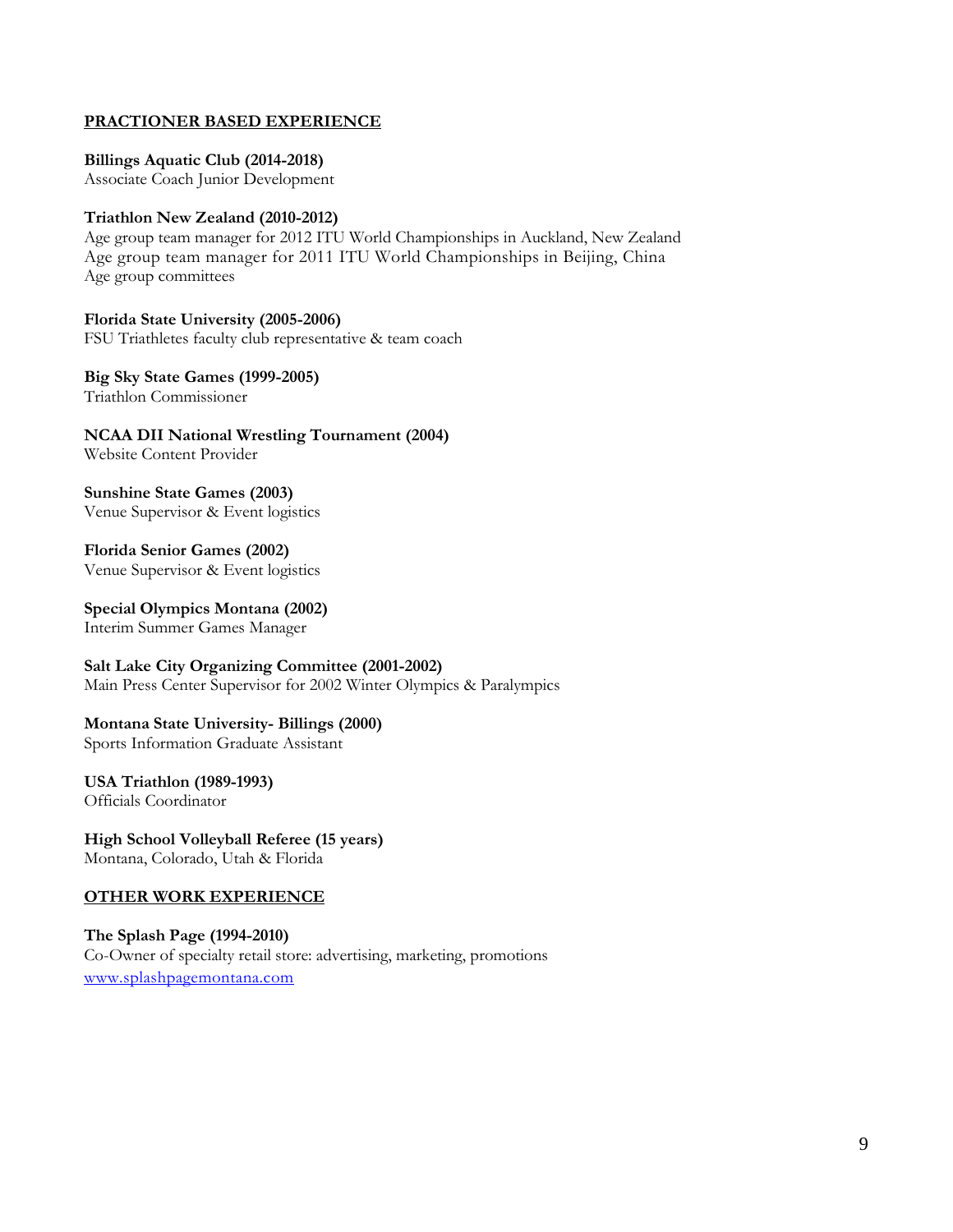## PRACTIONER BASED EXPERIENCE

**Billings Aquatic Club (2014-2018)**
Associate Coach Junior Development

**Triathlon New Zealand (2010-2012)**
Age group team manager for 2012 ITU World Championships in Auckland, New Zealand
Age group team manager for 2011 ITU World Championships in Beijing, China
Age group committees

**Florida State University (2005-2006)**
FSU Triathletes faculty club representative & team coach

**Big Sky State Games (1999-2005)**
Triathlon Commissioner

**NCAA DII National Wrestling Tournament (2004)**
Website Content Provider

**Sunshine State Games (2003)**
Venue Supervisor & Event logistics

**Florida Senior Games (2002)**
Venue Supervisor & Event logistics

**Special Olympics Montana (2002)**
Interim Summer Games Manager

**Salt Lake City Organizing Committee (2001-2002)**
Main Press Center Supervisor for 2002 Winter Olympics & Paralympics

**Montana State University- Billings (2000)**
Sports Information Graduate Assistant

**USA Triathlon (1989-1993)**
Officials Coordinator

**High School Volleyball Referee (15 years)**
Montana, Colorado, Utah & Florida

## OTHER WORK EXPERIENCE

**The Splash Page (1994-2010)**
Co-Owner of specialty retail store: advertising, marketing, promotions
www.splashpagemontana.com